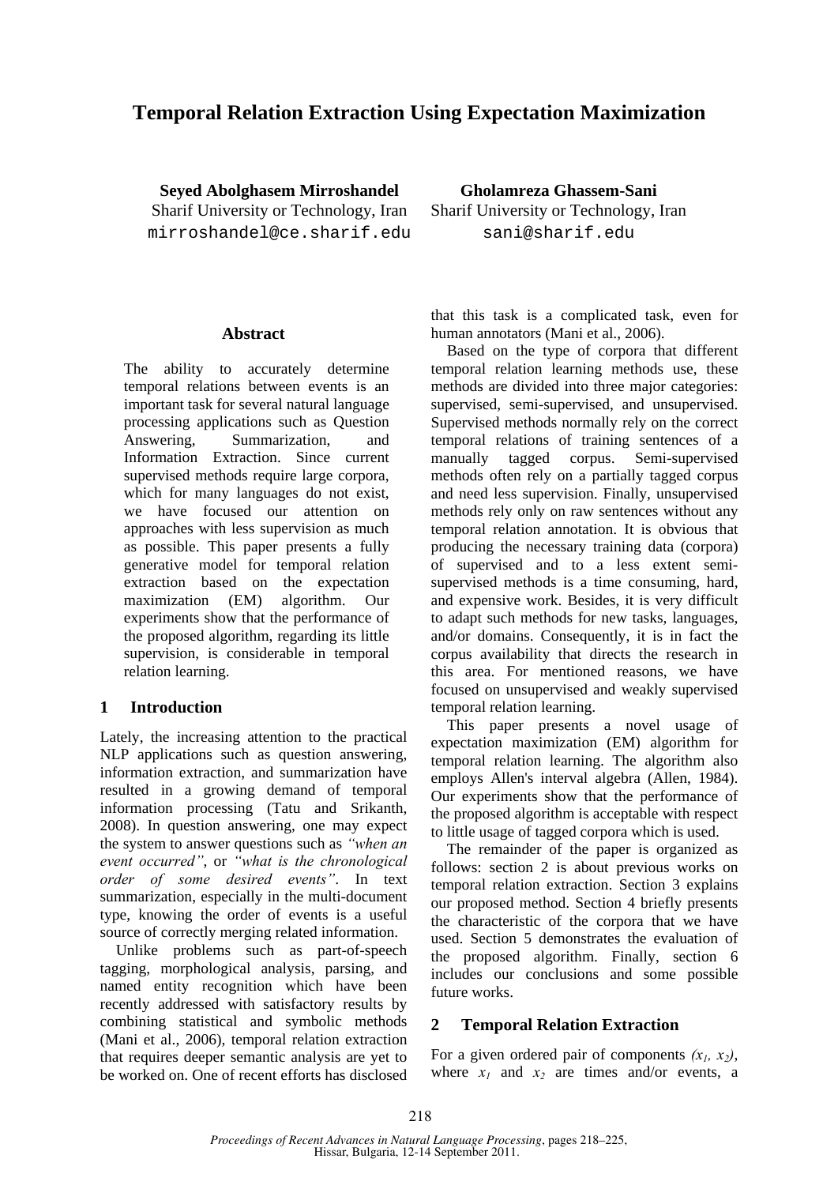# Temporal Relation Extraction Using Expectation Maximization

**Seyed Abolghasem Mirroshandel**
Sharif University or Technology, Iran
mirroshandel@ce.sharif.edu

**Gholamreza Ghassem-Sani**
Sharif University or Technology, Iran
sani@sharif.edu

## Abstract

The ability to accurately determine temporal relations between events is an important task for several natural language processing applications such as Question Answering, Summarization, and Information Extraction. Since current supervised methods require large corpora, which for many languages do not exist, we have focused our attention on approaches with less supervision as much as possible. This paper presents a fully generative model for temporal relation extraction based on the expectation maximization (EM) algorithm. Our experiments show that the performance of the proposed algorithm, regarding its little supervision, is considerable in temporal relation learning.

## 1 Introduction

Lately, the increasing attention to the practical NLP applications such as question answering, information extraction, and summarization have resulted in a growing demand of temporal information processing (Tatu and Srikanth, 2008). In question answering, one may expect the system to answer questions such as *"when an event occurred"*, or *"what is the chronological order of some desired events"*. In text summarization, especially in the multi-document type, knowing the order of events is a useful source of correctly merging related information.

Unlike problems such as part-of-speech tagging, morphological analysis, parsing, and named entity recognition which have been recently addressed with satisfactory results by combining statistical and symbolic methods (Mani et al., 2006), temporal relation extraction that requires deeper semantic analysis are yet to be worked on. One of recent efforts has disclosed that this task is a complicated task, even for human annotators (Mani et al., 2006).

Based on the type of corpora that different temporal relation learning methods use, these methods are divided into three major categories: supervised, semi-supervised, and unsupervised. Supervised methods normally rely on the correct temporal relations of training sentences of a manually tagged corpus. Semi-supervised methods often rely on a partially tagged corpus and need less supervision. Finally, unsupervised methods rely only on raw sentences without any temporal relation annotation. It is obvious that producing the necessary training data (corpora) of supervised and to a less extent semi-supervised methods is a time consuming, hard, and expensive work. Besides, it is very difficult to adapt such methods for new tasks, languages, and/or domains. Consequently, it is in fact the corpus availability that directs the research in this area. For mentioned reasons, we have focused on unsupervised and weakly supervised temporal relation learning.

This paper presents a novel usage of expectation maximization (EM) algorithm for temporal relation learning. The algorithm also employs Allen's interval algebra (Allen, 1984). Our experiments show that the performance of the proposed algorithm is acceptable with respect to little usage of tagged corpora which is used.

The remainder of the paper is organized as follows: section 2 is about previous works on temporal relation extraction. Section 3 explains our proposed method. Section 4 briefly presents the characteristic of the corpora that we have used. Section 5 demonstrates the evaluation of the proposed algorithm. Finally, section 6 includes our conclusions and some possible future works.

## 2 Temporal Relation Extraction

For a given ordered pair of components *$(x_1, x_2)$*, where $x_1$ and $x_2$ are times and/or events, a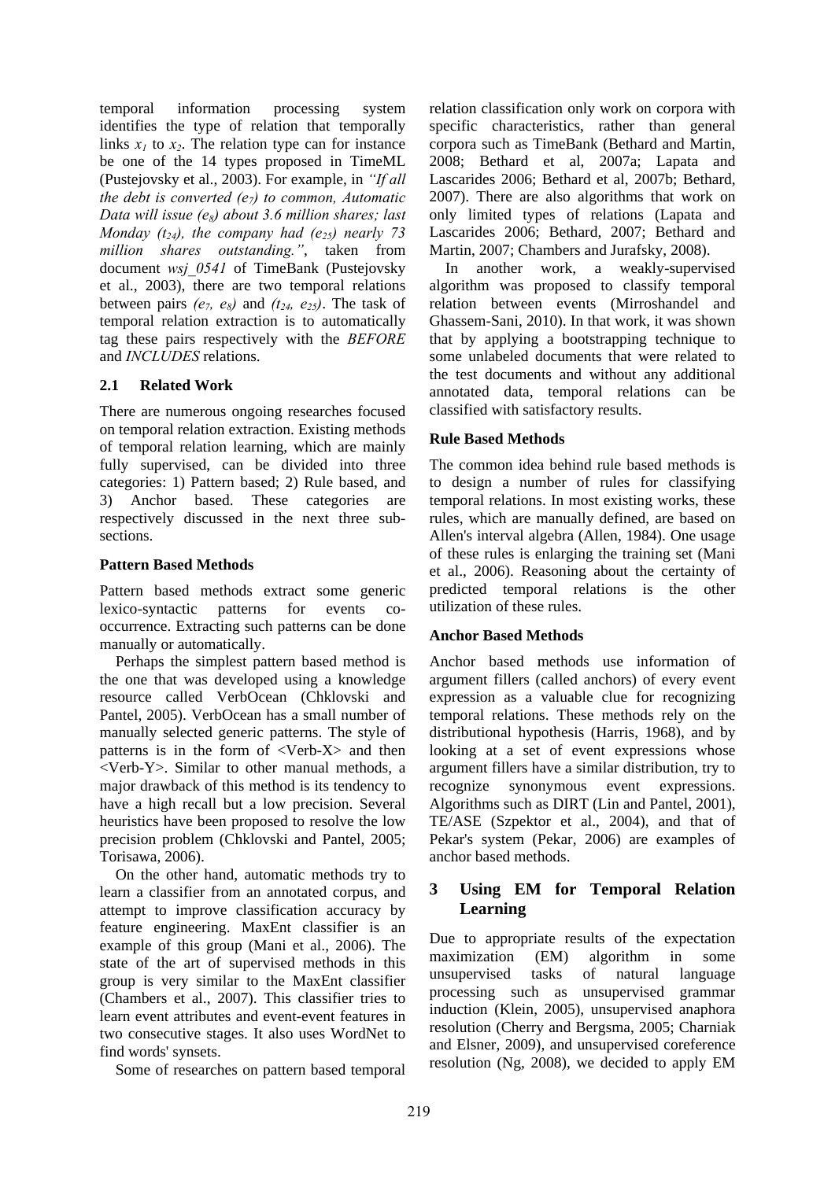temporal information processing system identifies the type of relation that temporally links $x_1$ to $x_2$. The relation type can for instance be one of the 14 types proposed in TimeML (Pustejovsky et al., 2003). For example, in *"If all the debt is converted ($e_7$) to common, Automatic Data will issue ($e_8$) about 3.6 million shares; last Monday ($t_{24}$), the company had ($e_{25}$) nearly 73 million shares outstanding."*, taken from document *wsj_0541* of TimeBank (Pustejovsky et al., 2003), there are two temporal relations between pairs *($e_7$, $e_8$)* and *($t_{24}$, $e_{25}$)*. The task of temporal relation extraction is to automatically tag these pairs respectively with the *BEFORE* and *INCLUDES* relations.

### 2.1 Related Work

There are numerous ongoing researches focused on temporal relation extraction. Existing methods of temporal relation learning, which are mainly fully supervised, can be divided into three categories: 1) Pattern based; 2) Rule based, and 3) Anchor based. These categories are respectively discussed in the next three sub-sections.

#### Pattern Based Methods

Pattern based methods extract some generic lexico-syntactic patterns for events co-occurrence. Extracting such patterns can be done manually or automatically.

Perhaps the simplest pattern based method is the one that was developed using a knowledge resource called VerbOcean (Chklovski and Pantel, 2005). VerbOcean has a small number of manually selected generic patterns. The style of patterns is in the form of <Verb-X> and then <Verb-Y>. Similar to other manual methods, a major drawback of this method is its tendency to have a high recall but a low precision. Several heuristics have been proposed to resolve the low precision problem (Chklovski and Pantel, 2005; Torisawa, 2006).

On the other hand, automatic methods try to learn a classifier from an annotated corpus, and attempt to improve classification accuracy by feature engineering. MaxEnt classifier is an example of this group (Mani et al., 2006). The state of the art of supervised methods in this group is very similar to the MaxEnt classifier (Chambers et al., 2007). This classifier tries to learn event attributes and event-event features in two consecutive stages. It also uses WordNet to find words' synsets.

Some of researches on pattern based temporal relation classification only work on corpora with specific characteristics, rather than general corpora such as TimeBank (Bethard and Martin, 2008; Bethard et al, 2007a; Lapata and Lascarides 2006; Bethard et al, 2007b; Bethard, 2007). There are also algorithms that work on only limited types of relations (Lapata and Lascarides 2006; Bethard, 2007; Bethard and Martin, 2007; Chambers and Jurafsky, 2008).

In another work, a weakly-supervised algorithm was proposed to classify temporal relation between events (Mirroshandel and Ghassem-Sani, 2010). In that work, it was shown that by applying a bootstrapping technique to some unlabeled documents that were related to the test documents and without any additional annotated data, temporal relations can be classified with satisfactory results.

#### Rule Based Methods

The common idea behind rule based methods is to design a number of rules for classifying temporal relations. In most existing works, these rules, which are manually defined, are based on Allen's interval algebra (Allen, 1984). One usage of these rules is enlarging the training set (Mani et al., 2006). Reasoning about the certainty of predicted temporal relations is the other utilization of these rules.

#### Anchor Based Methods

Anchor based methods use information of argument fillers (called anchors) of every event expression as a valuable clue for recognizing temporal relations. These methods rely on the distributional hypothesis (Harris, 1968), and by looking at a set of event expressions whose argument fillers have a similar distribution, try to recognize synonymous event expressions. Algorithms such as DIRT (Lin and Pantel, 2001), TE/ASE (Szpektor et al., 2004), and that of Pekar's system (Pekar, 2006) are examples of anchor based methods.

## 3 Using EM for Temporal Relation Learning

Due to appropriate results of the expectation maximization (EM) algorithm in some unsupervised tasks of natural language processing such as unsupervised grammar induction (Klein, 2005), unsupervised anaphora resolution (Cherry and Bergsma, 2005; Charniak and Elsner, 2009), and unsupervised coreference resolution (Ng, 2008), we decided to apply EM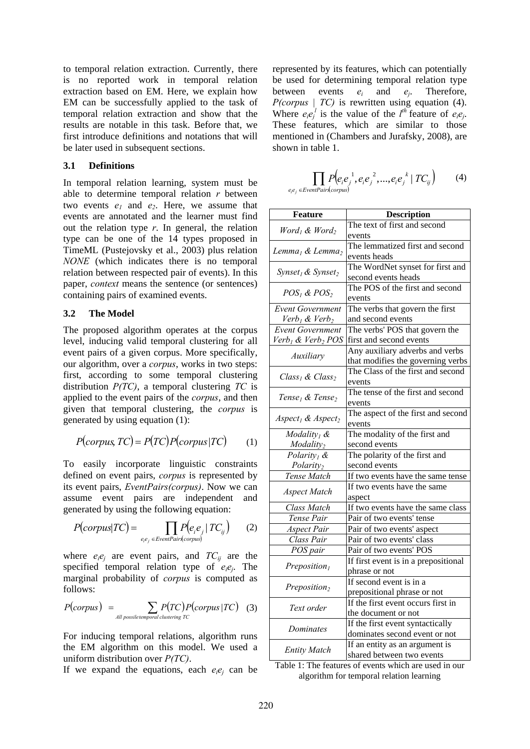to temporal relation extraction. Currently, there is no reported work in temporal relation extraction based on EM. Here, we explain how EM can be successfully applied to the task of temporal relation extraction and show that the results are notable in this task. Before that, we first introduce definitions and notations that will be later used in subsequent sections.

### 3.1 Definitions

In temporal relation learning, system must be able to determine temporal relation $r$ between two events $e_1$ and $e_2$. Here, we assume that events are annotated and the learner must find out the relation type $r$. In general, the relation type can be one of the 14 types proposed in TimeML (Pustejovsky et al., 2003) plus relation *NONE* (which indicates there is no temporal relation between respected pair of events). In this paper, *context* means the sentence (or sentences) containing pairs of examined events.

### 3.2 The Model

The proposed algorithm operates at the corpus level, inducing valid temporal clustering for all event pairs of a given corpus. More specifically, our algorithm, over a *corpus*, works in two steps: first, according to some temporal clustering distribution $P(TC)$, a temporal clustering $TC$ is applied to the event pairs of the *corpus*, and then given that temporal clustering, the *corpus* is generated by using equation (1):

$$P(corpus, TC) = P(TC)P(corpus|TC) \quad (1)$$

To easily incorporate linguistic constraints defined on event pairs, *corpus* is represented by its event pairs, *EventPairs(corpus)*. Now we can assume event pairs are independent and generated by using the following equation:

$$P(corpus|TC) = \prod_{e_i e_j \in EventPairs(corpus)} P(e_i e_j | TC_{ij}) \quad (2)$$

where $e_i e_j$ are event pairs, and $TC_{ij}$ are the specified temporal relation type of $e_i e_j$. The marginal probability of *corpus* is computed as follows:

$$P(corpus) = \sum_{All\ possile\ temporal\ clustering\ TC} P(TC)P(corpus|TC) \quad (3)$$

For inducing temporal relations, algorithm runs the EM algorithm on this model. We used a uniform distribution over $P(TC)$.

If we expand the equations, each $e_i e_j$ can be represented by its features, which can potentially be used for determining temporal relation type between events $e_i$ and $e_j$. Therefore, $P(corpus \mid TC)$ is rewritten using equation (4). Where $e_i e_j^l$ is the value of the $l^{th}$ feature of $e_i e_j$. These features, which are similar to those mentioned in (Chambers and Jurafsky, 2008), are shown in table 1.

$$\prod_{e_i e_j \in EventPairs(corpus)} P(e_i e_j^{\,1}, e_i e_j^{\,2}, ..., e_i e_j^{\,k} \mid TC_{ij}) \quad (4)$$

| Feature | Description |
| --- | --- |
| *Word$_1$ & Word$_2$* | The text of first and second events |
| *Lemma$_1$ & Lemma$_2$* | The lemmatized first and second events heads |
| *Synset$_1$ & Synset$_2$* | The WordNet synset for first and second events heads |
| *POS$_1$ & POS$_2$* | The POS of the first and second events |
| *Event Government Verb$_1$ & Verb$_2$* | The verbs that govern the first and second events |
| *Event Government Verb$_1$ & Verb$_2$ POS* | The verbs' POS that govern the first and second events |
| *Auxiliary* | Any auxiliary adverbs and verbs that modifies the governing verbs |
| *Class$_1$ & Class$_2$* | The Class of the first and second events |
| *Tense$_1$ & Tense$_2$* | The tense of the first and second events |
| *Aspect$_1$ & Aspect$_2$* | The aspect of the first and second events |
| *Modality$_1$ & Modality$_2$* | The modality of the first and second events |
| *Polarity$_1$ & Polarity$_2$* | The polarity of the first and second events |
| *Tense Match* | If two events have the same tense |
| *Aspect Match* | If two events have the same aspect |
| *Class Match* | If two events have the same class |
| *Tense Pair* | Pair of two events' tense |
| *Aspect Pair* | Pair of two events' aspect |
| *Class Pair* | Pair of two events' class |
| *POS pair* | Pair of two events' POS |
| *Preposition$_1$* | If first event is in a prepositional phrase or not |
| *Preposition$_2$* | If second event is in a prepositional phrase or not |
| *Text order* | If the first event occurs first in the document or not |
| *Dominates* | If the first event syntactically dominates second event or not |
| *Entity Match* | If an entity as an argument is shared between two events |

Table 1: The features of events which are used in our algorithm for temporal relation learning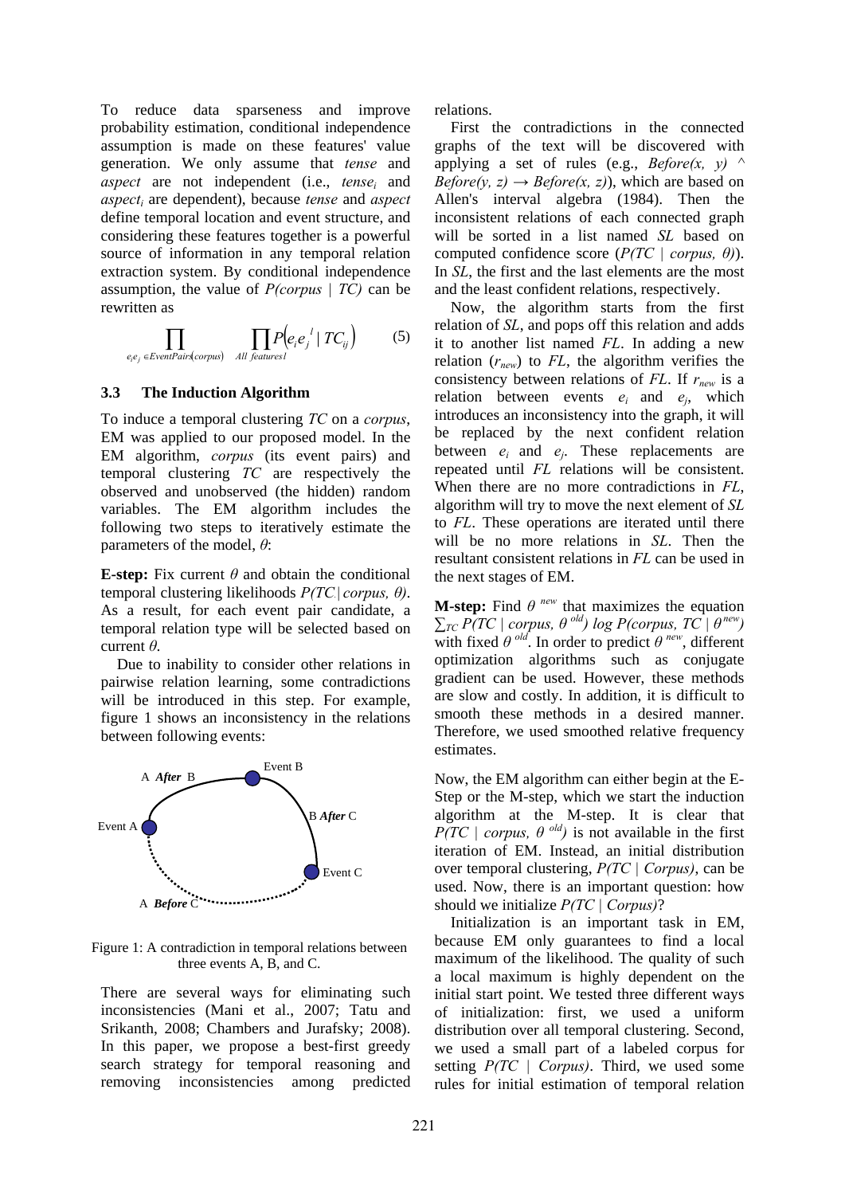To reduce data sparseness and improve probability estimation, conditional independence assumption is made on these features' value generation. We only assume that *tense* and *aspect* are not independent (i.e., $tense_i$ and $aspect_i$ are dependent), because *tense* and *aspect* define temporal location and event structure, and considering these features together is a powerful source of information in any temporal relation extraction system. By conditional independence assumption, the value of *P(corpus | TC)* can be rewritten as

$$\prod_{e_i e_j \in EventPairs(corpus)} \prod_{All\ features\ l} P\left(e_i e_j{}^l \mid TC_{ij}\right) \qquad (5)$$

### 3.3 The Induction Algorithm

To induce a temporal clustering *TC* on a *corpus*, EM was applied to our proposed model. In the EM algorithm, *corpus* (its event pairs) and temporal clustering *TC* are respectively the observed and unobserved (the hidden) random variables. The EM algorithm includes the following two steps to iteratively estimate the parameters of the model, $\theta$:

**E-step:** Fix current $\theta$ and obtain the conditional temporal clustering likelihoods $P(TC \mid corpus, \theta)$. As a result, for each event pair candidate, a temporal relation type will be selected based on current $\theta$.

Due to inability to consider other relations in pairwise relation learning, some contradictions will be introduced in this step. For example, figure 1 shows an inconsistency in the relations between following events:

Figure 1: A contradiction in temporal relations between three events A, B, and C.

There are several ways for eliminating such inconsistencies (Mani et al., 2007; Tatu and Srikanth, 2008; Chambers and Jurafsky; 2008). In this paper, we propose a best-first greedy search strategy for temporal reasoning and removing inconsistencies among predicted relations.

First the contradictions in the connected graphs of the text will be discovered with applying a set of rules (e.g., *Before(x, y) ^ Before(y, z) → Before(x, z)*), which are based on Allen's interval algebra (1984). Then the inconsistent relations of each connected graph will be sorted in a list named *SL* based on computed confidence score ($P(TC \mid corpus, \theta)$). In *SL*, the first and the last elements are the most and the least confident relations, respectively.

Now, the algorithm starts from the first relation of *SL*, and pops off this relation and adds it to another list named *FL*. In adding a new relation ($r_{new}$) to *FL*, the algorithm verifies the consistency between relations of *FL*. If $r_{new}$ is a relation between events $e_i$ and $e_j$, which introduces an inconsistency into the graph, it will be replaced by the next confident relation between $e_i$ and $e_j$. These replacements are repeated until *FL* relations will be consistent. When there are no more contradictions in *FL*, algorithm will try to move the next element of *SL* to *FL*. These operations are iterated until there will be no more relations in *SL*. Then the resultant consistent relations in *FL* can be used in the next stages of EM.

**M-step:** Find $\theta^{new}$ that maximizes the equation $\sum_{TC} P(TC \mid corpus, \theta^{old}) \log P(corpus, TC \mid \theta^{new})$ with fixed $\theta^{old}$. In order to predict $\theta^{new}$, different optimization algorithms such as conjugate gradient can be used. However, these methods are slow and costly. In addition, it is difficult to smooth these methods in a desired manner. Therefore, we used smoothed relative frequency estimates.

Now, the EM algorithm can either begin at the E-Step or the M-step, which we start the induction algorithm at the M-step. It is clear that $P(TC \mid corpus, \theta^{old})$ is not available in the first iteration of EM. Instead, an initial distribution over temporal clustering, $P(TC \mid Corpus)$, can be used. Now, there is an important question: how should we initialize $P(TC \mid Corpus)$?

Initialization is an important task in EM, because EM only guarantees to find a local maximum of the likelihood. The quality of such a local maximum is highly dependent on the initial start point. We tested three different ways of initialization: first, we used a uniform distribution over all temporal clustering. Second, we used a small part of a labeled corpus for setting $P(TC \mid Corpus)$. Third, we used some rules for initial estimation of temporal relation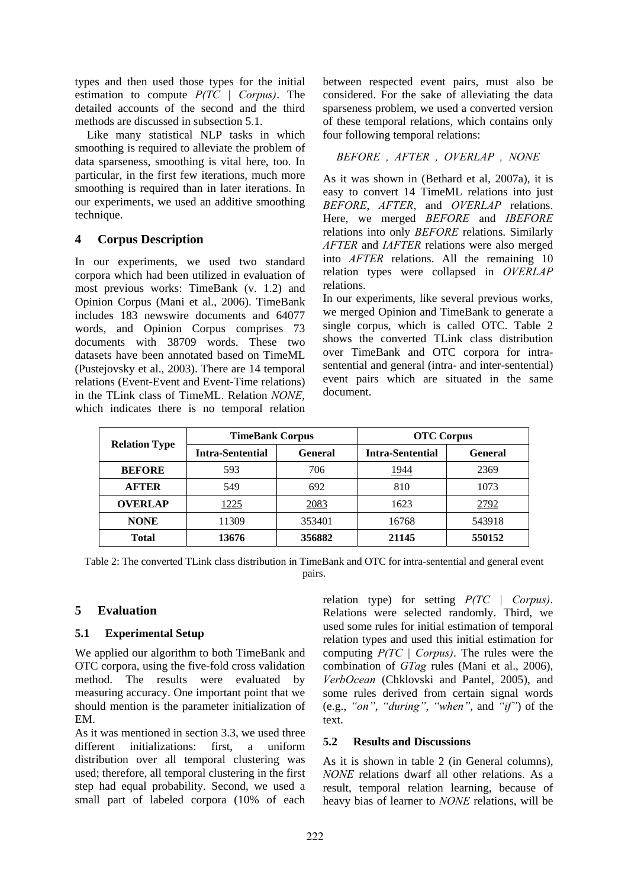types and then used those types for the initial estimation to compute *P(TC | Corpus)*. The detailed accounts of the second and the third methods are discussed in subsection 5.1.

Like many statistical NLP tasks in which smoothing is required to alleviate the problem of data sparseness, smoothing is vital here, too. In particular, in the first few iterations, much more smoothing is required than in later iterations. In our experiments, we used an additive smoothing technique.

## 4 Corpus Description

In our experiments, we used two standard corpora which had been utilized in evaluation of most previous works: TimeBank (v. 1.2) and Opinion Corpus (Mani et al., 2006). TimeBank includes 183 newswire documents and 64077 words, and Opinion Corpus comprises 73 documents with 38709 words. These two datasets have been annotated based on TimeML (Pustejovsky et al., 2003). There are 14 temporal relations (Event-Event and Event-Time relations) in the TLink class of TimeML. Relation *NONE*, which indicates there is no temporal relation between respected event pairs, must also be considered. For the sake of alleviating the data sparseness problem, we used a converted version of these temporal relations, which contains only four following temporal relations:

*BEFORE , AFTER , OVERLAP , NONE*

As it was shown in (Bethard et al, 2007a), it is easy to convert 14 TimeML relations into just *BEFORE*, *AFTER*, and *OVERLAP* relations. Here, we merged *BEFORE* and *IBEFORE* relations into only *BEFORE* relations. Similarly *AFTER* and *IAFTER* relations were also merged into *AFTER* relations. All the remaining 10 relation types were collapsed in *OVERLAP* relations.

In our experiments, like several previous works, we merged Opinion and TimeBank to generate a single corpus, which is called OTC. Table 2 shows the converted TLink class distribution over TimeBank and OTC corpora for intra-sentential and general (intra- and inter-sentential) event pairs which are situated in the same document.

| Relation Type | TimeBank Corpus | | OTC Corpus | |
|---|---|---|---|---|
| | **Intra-Sentential** | **General** | **Intra-Sentential** | **General** |
| **BEFORE** | 593 | 706 | 1944 | 2369 |
| **AFTER** | 549 | 692 | 810 | 1073 |
| **OVERLAP** | 1225 | 2083 | 1623 | 2792 |
| **NONE** | 11309 | 353401 | 16768 | 543918 |
| **Total** | **13676** | **356882** | **21145** | **550152** |

Table 2: The converted TLink class distribution in TimeBank and OTC for intra-sentential and general event pairs.

## 5 Evaluation

### 5.1 Experimental Setup

We applied our algorithm to both TimeBank and OTC corpora, using the five-fold cross validation method. The results were evaluated by measuring accuracy. One important point that we should mention is the parameter initialization of EM.

As it was mentioned in section 3.3, we used three different initializations: first, a uniform distribution over all temporal clustering was used; therefore, all temporal clustering in the first step had equal probability. Second, we used a small part of labeled corpora (10% of each relation type) for setting *P(TC | Corpus)*. Relations were selected randomly. Third, we used some rules for initial estimation of temporal relation types and used this initial estimation for computing *P(TC | Corpus)*. The rules were the combination of *GTag* rules (Mani et al., 2006), *VerbOcean* (Chklovski and Pantel, 2005), and some rules derived from certain signal words (e.g., *"on"*, *"during"*, *"when"*, and *"if"*) of the text.

### 5.2 Results and Discussions

As it is shown in table 2 (in General columns), *NONE* relations dwarf all other relations. As a result, temporal relation learning, because of heavy bias of learner to *NONE* relations, will be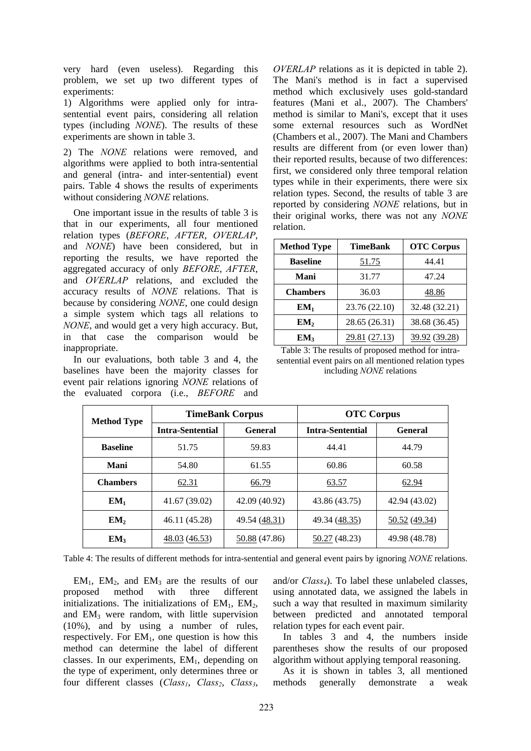very hard (even useless). Regarding this problem, we set up two different types of experiments:

1) Algorithms were applied only for intra-sentential event pairs, considering all relation types (including *NONE*). The results of these experiments are shown in table 3.

2) The *NONE* relations were removed, and algorithms were applied to both intra-sentential and general (intra- and inter-sentential) event pairs. Table 4 shows the results of experiments without considering *NONE* relations.

One important issue in the results of table 3 is that in our experiments, all four mentioned relation types (*BEFORE*, *AFTER*, *OVERLAP*, and *NONE*) have been considered, but in reporting the results, we have reported the aggregated accuracy of only *BEFORE*, *AFTER*, and *OVERLAP* relations, and excluded the accuracy results of *NONE* relations. That is because by considering *NONE*, one could design a simple system which tags all relations to *NONE*, and would get a very high accuracy. But, in that case the comparison would be inappropriate.

In our evaluations, both table 3 and 4, the baselines have been the majority classes for event pair relations ignoring *NONE* relations of the evaluated corpora (i.e., *BEFORE* and *OVERLAP* relations as it is depicted in table 2). The Mani's method is in fact a supervised method which exclusively uses gold-standard features (Mani et al., 2007). The Chambers' method is similar to Mani's, except that it uses some external resources such as WordNet (Chambers et al., 2007). The Mani and Chambers results are different from (or even lower than) their reported results, because of two differences: first, we considered only three temporal relation types while in their experiments, there were six relation types. Second, the results of table 3 are reported by considering *NONE* relations, but in their original works, there was not any *NONE* relation.

| Method Type | TimeBank | OTC Corpus |
|---|---|---|
| **Baseline** | <u>51.75</u> | 44.41 |
| **Mani** | 31.77 | 47.24 |
| **Chambers** | 36.03 | <u>48.86</u> |
| **$EM_1$** | 23.76 (22.10) | 32.48 (32.21) |
| **$EM_2$** | 28.65 (26.31) | 38.68 (36.45) |
| **$EM_3$** | <u>29.81</u> (<u>27.13</u>) | <u>39.92</u> (<u>39.28</u>) |

Table 3: The results of proposed method for intra-sentential event pairs on all mentioned relation types including *NONE* relations

| Method Type | TimeBank Corpus | | OTC Corpus | |
|---|---|---|---|---|
| | Intra-Sentential | General | Intra-Sentential | General |
| **Baseline** | 51.75 | 59.83 | 44.41 | 44.79 |
| **Mani** | 54.80 | 61.55 | 60.86 | 60.58 |
| **Chambers** | <u>62.31</u> | <u>66.79</u> | <u>63.57</u> | <u>62.94</u> |
| **$EM_1$** | 41.67 (39.02) | 42.09 (40.92) | 43.86 (43.75) | 42.94 (43.02) |
| **$EM_2$** | 46.11 (45.28) | 49.54 (<u>48.31</u>) | 49.34 (<u>48.35</u>) | <u>50.52</u> (<u>49.34</u>) |
| **$EM_3$** | <u>48.03</u> (<u>46.53</u>) | <u>50.88</u> (47.86) | <u>50.27</u> (48.23) | 49.98 (48.78) |

Table 4: The results of different methods for intra-sentential and general event pairs by ignoring *NONE* relations.

$EM_1$, $EM_2$, and $EM_3$ are the results of our proposed method with three different initializations. The initializations of $EM_1$, $EM_2$, and $EM_3$ were random, with little supervision (10%), and by using a number of rules, respectively. For $EM_1$, one question is how this method can determine the label of different classes. In our experiments, $EM_1$, depending on the type of experiment, only determines three or four different classes ($Class_1$, $Class_2$, $Class_3$, and/or $Class_4$). To label these unlabeled classes, using annotated data, we assigned the labels in such a way that resulted in maximum similarity between predicted and annotated temporal relation types for each event pair.

In tables 3 and 4, the numbers inside parentheses show the results of our proposed algorithm without applying temporal reasoning.

As it is shown in tables 3, all mentioned methods generally demonstrate a weak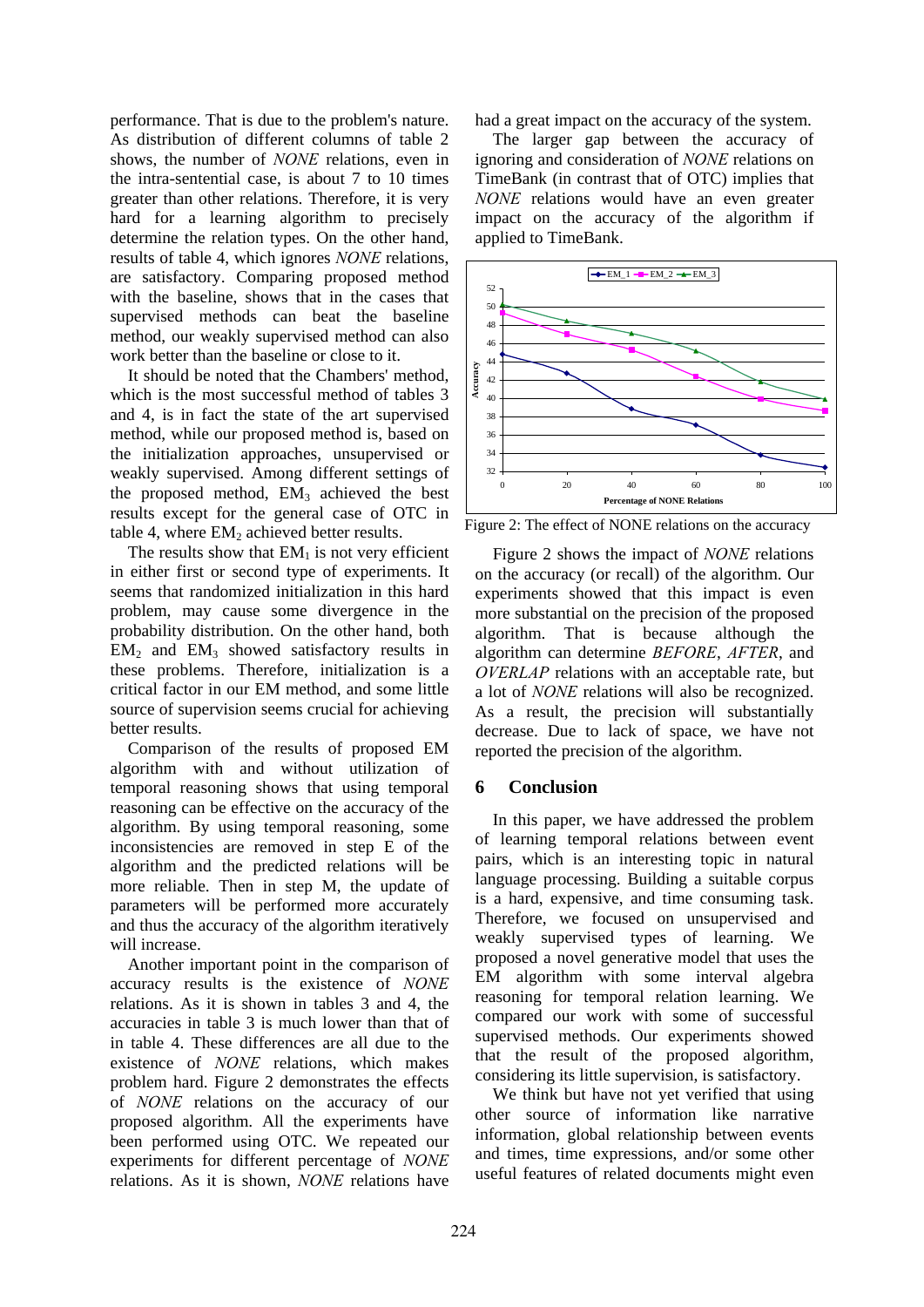performance. That is due to the problem's nature. As distribution of different columns of table 2 shows, the number of *NONE* relations, even in the intra-sentential case, is about 7 to 10 times greater than other relations. Therefore, it is very hard for a learning algorithm to precisely determine the relation types. On the other hand, results of table 4, which ignores *NONE* relations, are satisfactory. Comparing proposed method with the baseline, shows that in the cases that supervised methods can beat the baseline method, our weakly supervised method can also work better than the baseline or close to it.

It should be noted that the Chambers' method, which is the most successful method of tables 3 and 4, is in fact the state of the art supervised method, while our proposed method is, based on the initialization approaches, unsupervised or weakly supervised. Among different settings of the proposed method, $EM_3$ achieved the best results except for the general case of OTC in table 4, where $EM_2$ achieved better results.

The results show that $EM_1$ is not very efficient in either first or second type of experiments. It seems that randomized initialization in this hard problem, may cause some divergence in the probability distribution. On the other hand, both $EM_2$ and $EM_3$ showed satisfactory results in these problems. Therefore, initialization is a critical factor in our EM method, and some little source of supervision seems crucial for achieving better results.

Comparison of the results of proposed EM algorithm with and without utilization of temporal reasoning shows that using temporal reasoning can be effective on the accuracy of the algorithm. By using temporal reasoning, some inconsistencies are removed in step E of the algorithm and the predicted relations will be more reliable. Then in step M, the update of parameters will be performed more accurately and thus the accuracy of the algorithm iteratively will increase.

Another important point in the comparison of accuracy results is the existence of *NONE* relations. As it is shown in tables 3 and 4, the accuracies in table 3 is much lower than that of in table 4. These differences are all due to the existence of *NONE* relations, which makes problem hard. Figure 2 demonstrates the effects of *NONE* relations on the accuracy of our proposed algorithm. All the experiments have been performed using OTC. We repeated our experiments for different percentage of *NONE* relations. As it is shown, *NONE* relations have had a great impact on the accuracy of the system.

The larger gap between the accuracy of ignoring and consideration of *NONE* relations on TimeBank (in contrast that of OTC) implies that *NONE* relations would have an even greater impact on the accuracy of the algorithm if applied to TimeBank.

Figure 2: The effect of NONE relations on the accuracy

Figure 2 shows the impact of *NONE* relations on the accuracy (or recall) of the algorithm. Our experiments showed that this impact is even more substantial on the precision of the proposed algorithm. That is because although the algorithm can determine *BEFORE*, *AFTER*, and *OVERLAP* relations with an acceptable rate, but a lot of *NONE* relations will also be recognized. As a result, the precision will substantially decrease. Due to lack of space, we have not reported the precision of the algorithm.

## 6 Conclusion

In this paper, we have addressed the problem of learning temporal relations between event pairs, which is an interesting topic in natural language processing. Building a suitable corpus is a hard, expensive, and time consuming task. Therefore, we focused on unsupervised and weakly supervised types of learning. We proposed a novel generative model that uses the EM algorithm with some interval algebra reasoning for temporal relation learning. We compared our work with some of successful supervised methods. Our experiments showed that the result of the proposed algorithm, considering its little supervision, is satisfactory.

We think but have not yet verified that using other source of information like narrative information, global relationship between events and times, time expressions, and/or some other useful features of related documents might even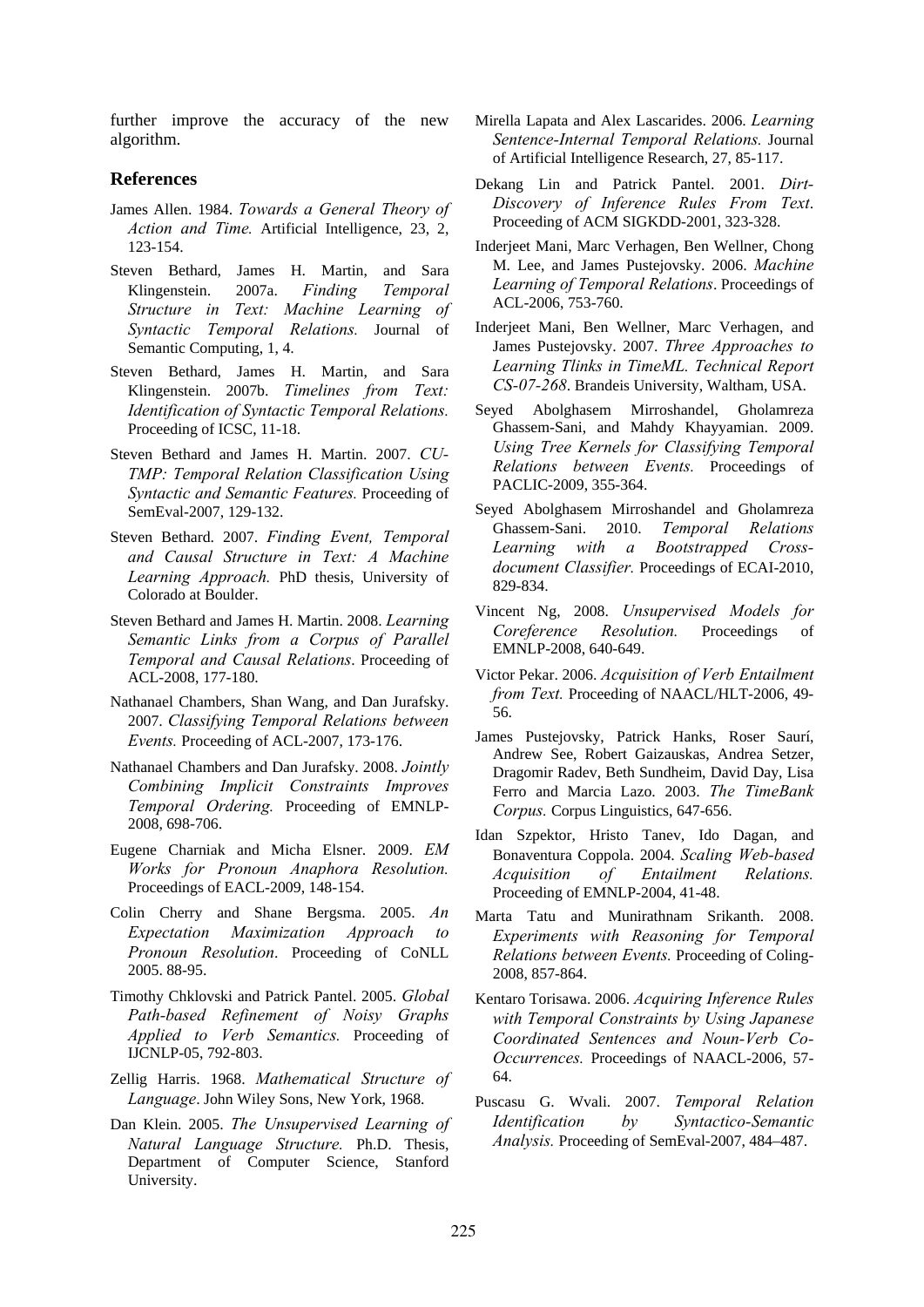further improve the accuracy of the new algorithm.

## References

James Allen. 1984. *Towards a General Theory of Action and Time.* Artificial Intelligence, 23, 2, 123-154.

Steven Bethard, James H. Martin, and Sara Klingenstein. 2007a. *Finding Temporal Structure in Text: Machine Learning of Syntactic Temporal Relations.* Journal of Semantic Computing, 1, 4.

Steven Bethard, James H. Martin, and Sara Klingenstein. 2007b. *Timelines from Text: Identification of Syntactic Temporal Relations.* Proceeding of ICSC, 11-18.

Steven Bethard and James H. Martin. 2007. *CU-TMP: Temporal Relation Classification Using Syntactic and Semantic Features.* Proceeding of SemEval-2007, 129-132.

Steven Bethard. 2007. *Finding Event, Temporal and Causal Structure in Text: A Machine Learning Approach.* PhD thesis, University of Colorado at Boulder.

Steven Bethard and James H. Martin. 2008. *Learning Semantic Links from a Corpus of Parallel Temporal and Causal Relations*. Proceeding of ACL-2008, 177-180.

Nathanael Chambers, Shan Wang, and Dan Jurafsky. 2007. *Classifying Temporal Relations between Events.* Proceeding of ACL-2007, 173-176.

Nathanael Chambers and Dan Jurafsky. 2008. *Jointly Combining Implicit Constraints Improves Temporal Ordering.* Proceeding of EMNLP-2008, 698-706.

Eugene Charniak and Micha Elsner. 2009. *EM Works for Pronoun Anaphora Resolution.* Proceedings of EACL-2009, 148-154.

Colin Cherry and Shane Bergsma. 2005. *An Expectation Maximization Approach to Pronoun Resolution*. Proceeding of CoNLL 2005. 88-95.

Timothy Chklovski and Patrick Pantel. 2005. *Global Path-based Refinement of Noisy Graphs Applied to Verb Semantics.* Proceeding of IJCNLP-05, 792-803.

Zellig Harris. 1968. *Mathematical Structure of Language*. John Wiley Sons, New York, 1968.

Dan Klein. 2005. *The Unsupervised Learning of Natural Language Structure.* Ph.D. Thesis, Department of Computer Science, Stanford University.

Mirella Lapata and Alex Lascarides. 2006. *Learning Sentence-Internal Temporal Relations.* Journal of Artificial Intelligence Research, 27, 85-117.

Dekang Lin and Patrick Pantel. 2001. *Dirt-Discovery of Inference Rules From Text*. Proceeding of ACM SIGKDD-2001, 323-328.

Inderjeet Mani, Marc Verhagen, Ben Wellner, Chong M. Lee, and James Pustejovsky. 2006. *Machine Learning of Temporal Relations*. Proceedings of ACL-2006, 753-760.

Inderjeet Mani, Ben Wellner, Marc Verhagen, and James Pustejovsky. 2007. *Three Approaches to Learning Tlinks in TimeML. Technical Report CS-07-268*. Brandeis University, Waltham, USA.

Seyed Abolghasem Mirroshandel, Gholamreza Ghassem-Sani, and Mahdy Khayyamian. 2009. *Using Tree Kernels for Classifying Temporal Relations between Events.* Proceedings of PACLIC-2009, 355-364.

Seyed Abolghasem Mirroshandel and Gholamreza Ghassem-Sani. 2010. *Temporal Relations Learning with a Bootstrapped Cross-document Classifier.* Proceedings of ECAI-2010, 829-834.

Vincent Ng, 2008. *Unsupervised Models for Coreference Resolution.* Proceedings of EMNLP-2008, 640-649.

Victor Pekar. 2006. *Acquisition of Verb Entailment from Text.* Proceeding of NAACL/HLT-2006, 49-56.

James Pustejovsky, Patrick Hanks, Roser Saurí, Andrew See, Robert Gaizauskas, Andrea Setzer, Dragomir Radev, Beth Sundheim, David Day, Lisa Ferro and Marcia Lazo. 2003. *The TimeBank Corpus.* Corpus Linguistics, 647-656.

Idan Szpektor, Hristo Tanev, Ido Dagan, and Bonaventura Coppola. 2004. *Scaling Web-based Acquisition of Entailment Relations.* Proceeding of EMNLP-2004, 41-48.

Marta Tatu and Munirathnam Srikanth. 2008. *Experiments with Reasoning for Temporal Relations between Events.* Proceeding of Coling-2008, 857-864.

Kentaro Torisawa. 2006. *Acquiring Inference Rules with Temporal Constraints by Using Japanese Coordinated Sentences and Noun-Verb Co-Occurrences.* Proceedings of NAACL-2006, 57-64.

Puscasu G. Wvali. 2007. *Temporal Relation Identification by Syntactico-Semantic Analysis.* Proceeding of SemEval-2007, 484–487.